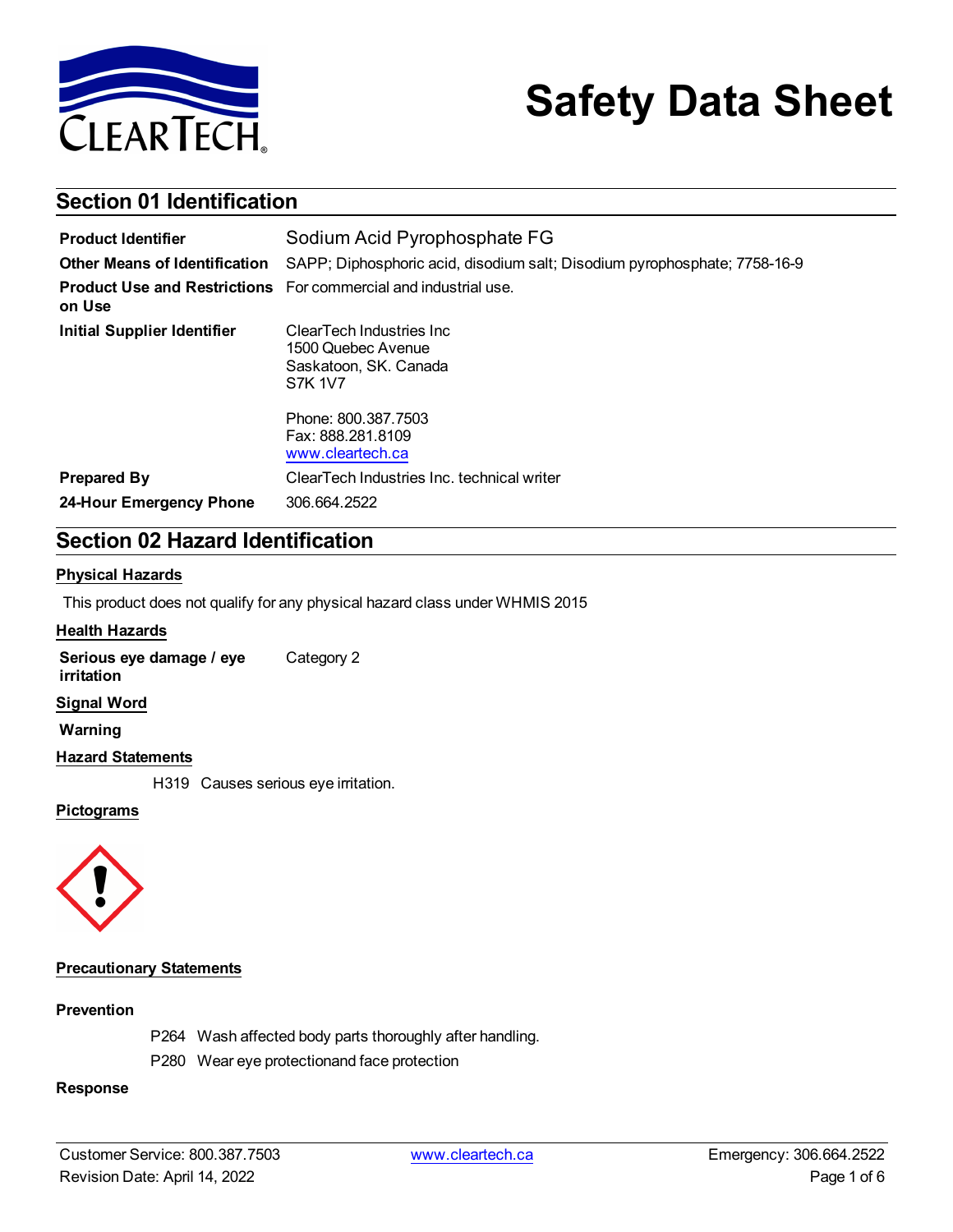# Safety Data Sheet

## Section 01 Identification

| | |
|---|---|
| **Product Identifier** | Sodium Acid Pyrophosphate FG |
| **Other Means of Identification** | SAPP; Diphosphoric acid, disodium salt; Disodium pyrophosphate; 7758-16-9 |
| **Product Use and Restrictions on Use** | For commercial and industrial use. |
| **Initial Supplier Identifier** | ClearTech Industries Inc<br>1500 Quebec Avenue<br>Saskatoon, SK. Canada<br>S7K 1V7<br><br>Phone: 800.387.7503<br>Fax: 888.281.8109<br>www.cleartech.ca |
| **Prepared By** | ClearTech Industries Inc. technical writer |
| **24-Hour Emergency Phone** | 306.664.2522 |

## Section 02 Hazard Identification

### Physical Hazards

This product does not qualify for any physical hazard class under WHMIS 2015

### Health Hazards

**Serious eye damage / eye irritation** Category 2

### Signal Word

**Warning**

### Hazard Statements

H319 Causes serious eye irritation.

### Pictograms

### Precautionary Statements

**Prevention**

P264 Wash affected body parts thoroughly after handling.

P280 Wear eye protectionand face protection

**Response**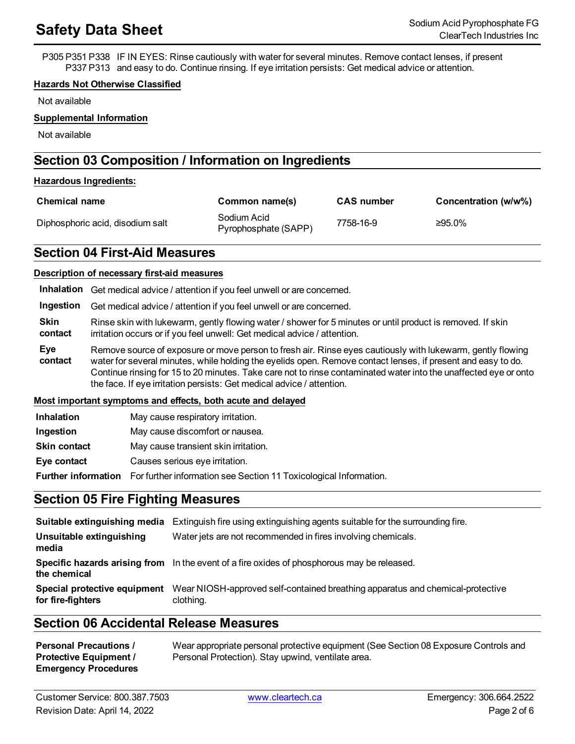P305 P351 P338 P337 P313 IF IN EYES: Rinse cautiously with water for several minutes. Remove contact lenses, if present and easy to do. Continue rinsing. If eye irritation persists: Get medical advice or attention.

**Hazards Not Otherwise Classified**

Not available

**Supplemental Information**

Not available

## Section 03 Composition / Information on Ingredients

**Hazardous Ingredients:**

| Chemical name | Common name(s) | CAS number | Concentration (w/w%) |
|---|---|---|---|
| Diphosphoric acid, disodium salt | Sodium Acid Pyrophosphate (SAPP) | 7758-16-9 | ≥95.0% |

## Section 04 First-Aid Measures

**Description of necessary first-aid measures**

| | |
|---|---|
| **Inhalation** | Get medical advice / attention if you feel unwell or are concerned. |
| **Ingestion** | Get medical advice / attention if you feel unwell or are concerned. |
| **Skin contact** | Rinse skin with lukewarm, gently flowing water / shower for 5 minutes or until product is removed. If skin irritation occurs or if you feel unwell: Get medical advice / attention. |
| **Eye contact** | Remove source of exposure or move person to fresh air. Rinse eyes cautiously with lukewarm, gently flowing water for several minutes, while holding the eyelids open. Remove contact lenses, if present and easy to do. Continue rinsing for 15 to 20 minutes. Take care not to rinse contaminated water into the unaffected eye or onto the face. If eye irritation persists: Get medical advice / attention. |

**Most important symptoms and effects, both acute and delayed**

| | |
|---|---|
| **Inhalation** | May cause respiratory irritation. |
| **Ingestion** | May cause discomfort or nausea. |
| **Skin contact** | May cause transient skin irritation. |
| **Eye contact** | Causes serious eye irritation. |
| **Further information** | For further information see Section 11 Toxicological Information. |

## Section 05 Fire Fighting Measures

| | |
|---|---|
| **Suitable extinguishing media** | Extinguish fire using extinguishing agents suitable for the surrounding fire. |
| **Unsuitable extinguishing media** | Water jets are not recommended in fires involving chemicals. |
| **Specific hazards arising from the chemical** | In the event of a fire oxides of phosphorous may be released. |
| **Special protective equipment for fire-fighters** | Wear NIOSH-approved self-contained breathing apparatus and chemical-protective clothing. |

## Section 06 Accidental Release Measures

| | |
|---|---|
| **Personal Precautions / Protective Equipment / Emergency Procedures** | Wear appropriate personal protective equipment (See Section 08 Exposure Controls and Personal Protection). Stay upwind, ventilate area. |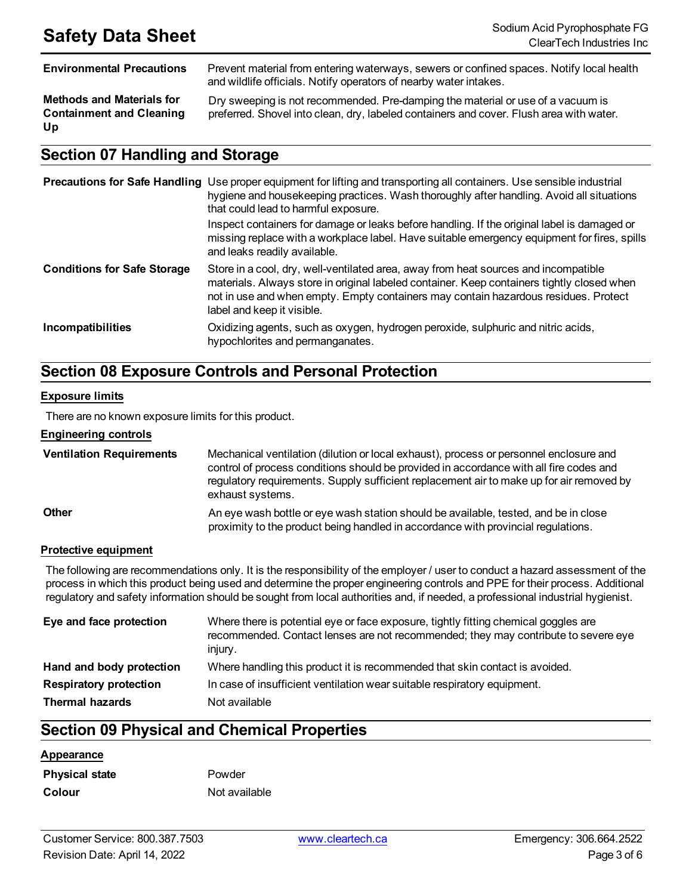| | |
|---|---|
| **Environmental Precautions** | Prevent material from entering waterways, sewers or confined spaces. Notify local health and wildlife officials. Notify operators of nearby water intakes. |
| **Methods and Materials for Containment and Cleaning Up** | Dry sweeping is not recommended. Pre-damping the material or use of a vacuum is preferred. Shovel into clean, dry, labeled containers and cover. Flush area with water. |

## Section 07 Handling and Storage

| | |
|---|---|
| **Precautions for Safe Handling** | Use proper equipment for lifting and transporting all containers. Use sensible industrial hygiene and housekeeping practices. Wash thoroughly after handling. Avoid all situations that could lead to harmful exposure.<br>Inspect containers for damage or leaks before handling. If the original label is damaged or missing replace with a workplace label. Have suitable emergency equipment for fires, spills and leaks readily available. |
| **Conditions for Safe Storage** | Store in a cool, dry, well-ventilated area, away from heat sources and incompatible materials. Always store in original labeled container. Keep containers tightly closed when not in use and when empty. Empty containers may contain hazardous residues. Protect label and keep it visible. |
| **Incompatibilities** | Oxidizing agents, such as oxygen, hydrogen peroxide, sulphuric and nitric acids, hypochlorites and permanganates. |

## Section 08 Exposure Controls and Personal Protection

### Exposure limits

There are no known exposure limits for this product.

### Engineering controls

| | |
|---|---|
| **Ventilation Requirements** | Mechanical ventilation (dilution or local exhaust), process or personnel enclosure and control of process conditions should be provided in accordance with all fire codes and regulatory requirements. Supply sufficient replacement air to make up for air removed by exhaust systems. |
| **Other** | An eye wash bottle or eye wash station should be available, tested, and be in close proximity to the product being handled in accordance with provincial regulations. |

### Protective equipment

The following are recommendations only. It is the responsibility of the employer / user to conduct a hazard assessment of the process in which this product being used and determine the proper engineering controls and PPE for their process. Additional regulatory and safety information should be sought from local authorities and, if needed, a professional industrial hygienist.

| | |
|---|---|
| **Eye and face protection** | Where there is potential eye or face exposure, tightly fitting chemical goggles are recommended. Contact lenses are not recommended; they may contribute to severe eye injury. |
| **Hand and body protection** | Where handling this product it is recommended that skin contact is avoided. |
| **Respiratory protection** | In case of insufficient ventilation wear suitable respiratory equipment. |
| **Thermal hazards** | Not available |

## Section 09 Physical and Chemical Properties

### Appearance

| | |
|---|---|
| **Physical state** | Powder |
| **Colour** | Not available |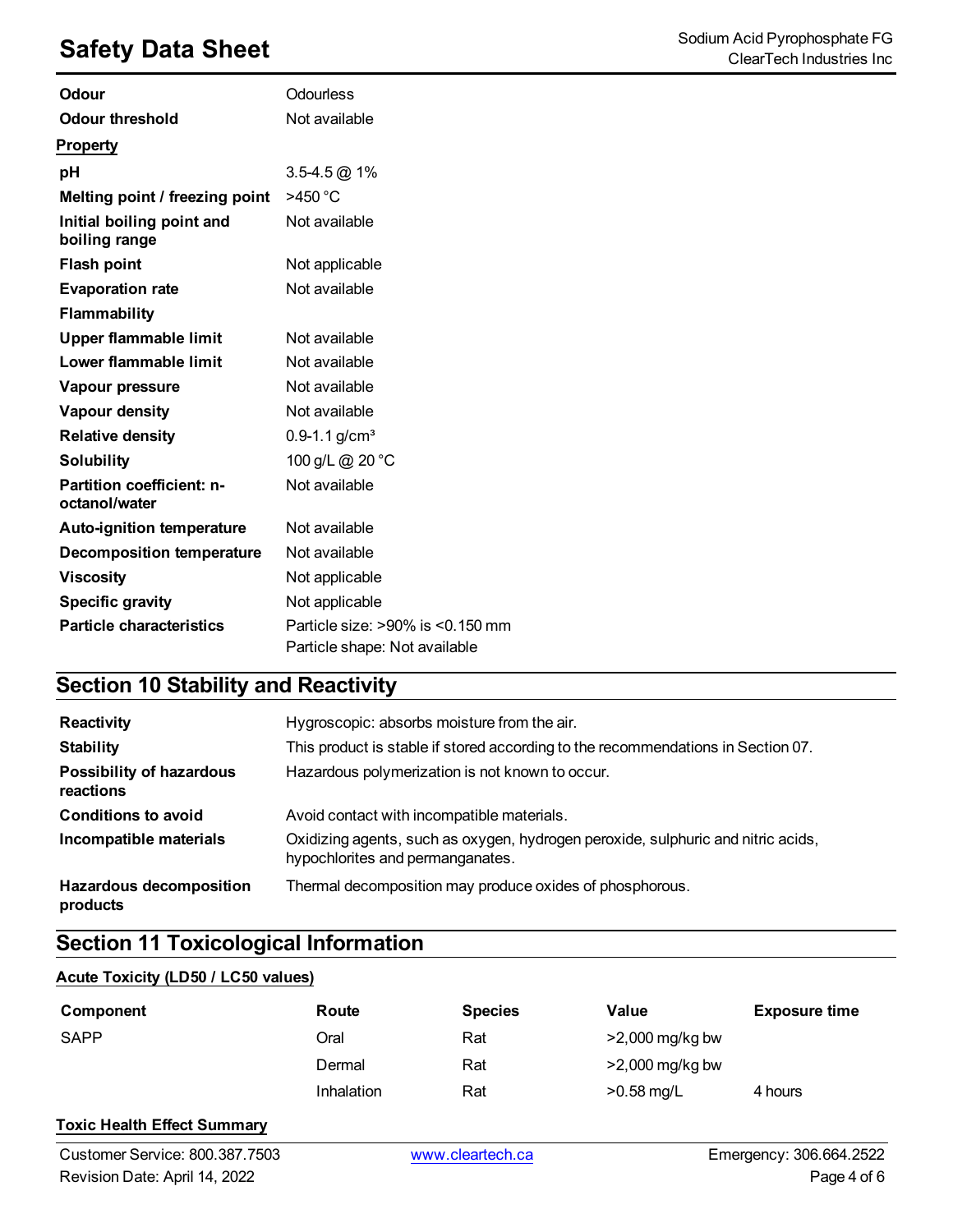| | |
|---|---|
| **Odour** | Odourless |
| **Odour threshold** | Not available |

**Property**

| | |
|---|---|
| **pH** | 3.5-4.5 @ 1% |
| **Melting point / freezing point** | >450 °C |
| **Initial boiling point and boiling range** | Not available |
| **Flash point** | Not applicable |
| **Evaporation rate** | Not available |
| **Flammability** | |
| **Upper flammable limit** | Not available |
| **Lower flammable limit** | Not available |
| **Vapour pressure** | Not available |
| **Vapour density** | Not available |
| **Relative density** | 0.9-1.1 g/cm³ |
| **Solubility** | 100 g/L @ 20 °C |
| **Partition coefficient: n-octanol/water** | Not available |
| **Auto-ignition temperature** | Not available |
| **Decomposition temperature** | Not available |
| **Viscosity** | Not applicable |
| **Specific gravity** | Not applicable |
| **Particle characteristics** | Particle size: >90% is <0.150 mm<br>Particle shape: Not available |

## Section 10 Stability and Reactivity

| | |
|---|---|
| **Reactivity** | Hygroscopic: absorbs moisture from the air. |
| **Stability** | This product is stable if stored according to the recommendations in Section 07. |
| **Possibility of hazardous reactions** | Hazardous polymerization is not known to occur. |
| **Conditions to avoid** | Avoid contact with incompatible materials. |
| **Incompatible materials** | Oxidizing agents, such as oxygen, hydrogen peroxide, sulphuric and nitric acids, hypochlorites and permanganates. |
| **Hazardous decomposition products** | Thermal decomposition may produce oxides of phosphorous. |

## Section 11 Toxicological Information

**Acute Toxicity (LD50 / LC50 values)**

| Component | Route | Species | Value | Exposure time |
|---|---|---|---|---|
| SAPP | Oral | Rat | >2,000 mg/kg bw | |
| | Dermal | Rat | >2,000 mg/kg bw | |
| | Inhalation | Rat | >0.58 mg/L | 4 hours |

**Toxic Health Effect Summary**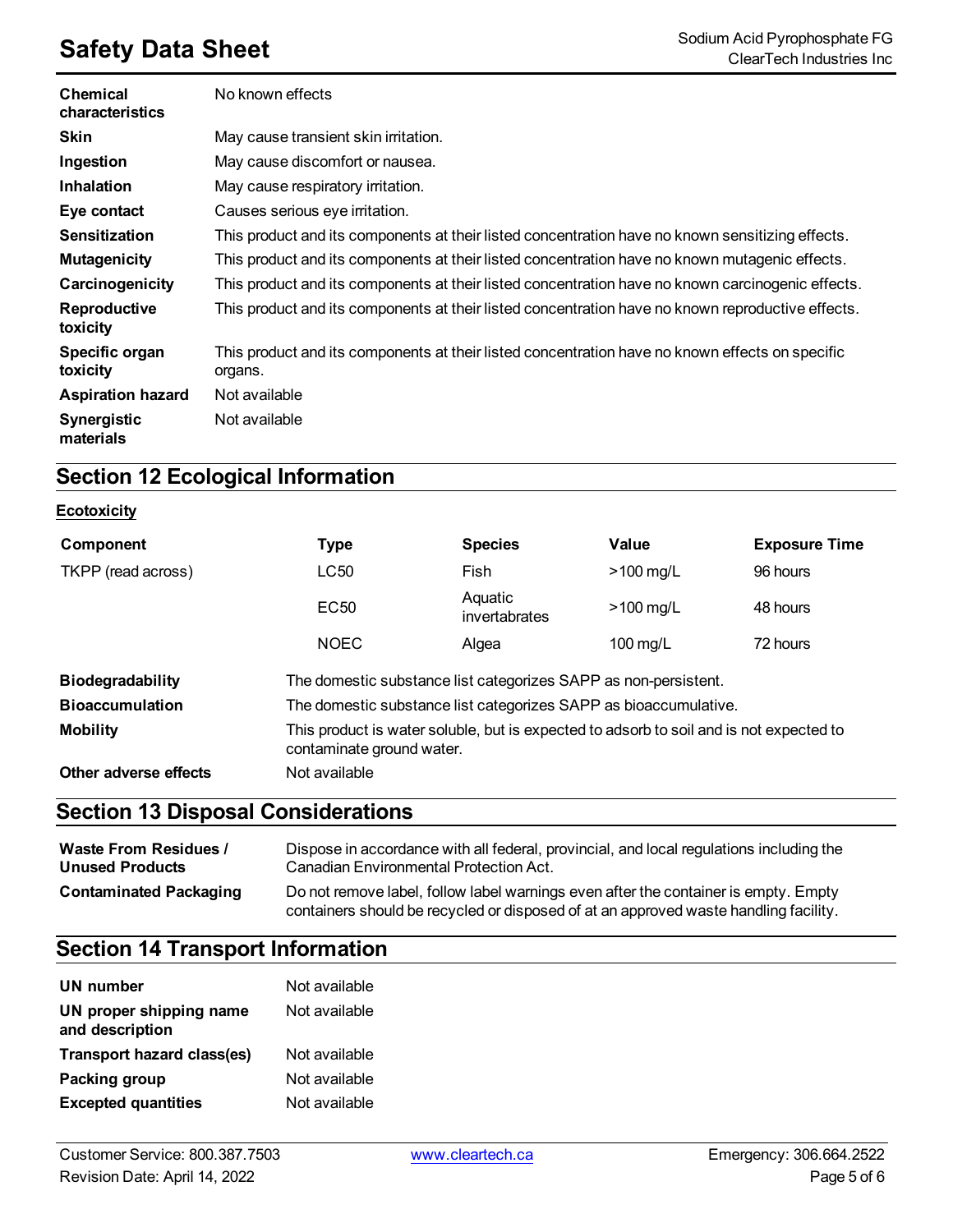| | |
|---|---|
| **Chemical characteristics** | No known effects |
| **Skin** | May cause transient skin irritation. |
| **Ingestion** | May cause discomfort or nausea. |
| **Inhalation** | May cause respiratory irritation. |
| **Eye contact** | Causes serious eye irritation. |
| **Sensitization** | This product and its components at their listed concentration have no known sensitizing effects. |
| **Mutagenicity** | This product and its components at their listed concentration have no known mutagenic effects. |
| **Carcinogenicity** | This product and its components at their listed concentration have no known carcinogenic effects. |
| **Reproductive toxicity** | This product and its components at their listed concentration have no known reproductive effects. |
| **Specific organ toxicity** | This product and its components at their listed concentration have no known effects on specific organs. |
| **Aspiration hazard** | Not available |
| **Synergistic materials** | Not available |

## Section 12 Ecological Information

**Ecotoxicity**

| Component | Type | Species | Value | Exposure Time |
|---|---|---|---|---|
| TKPP (read across) | LC50 | Fish | >100 mg/L | 96 hours |
| | EC50 | Aquatic invertabrates | >100 mg/L | 48 hours |
| | NOEC | Algea | 100 mg/L | 72 hours |

| | |
|---|---|
| **Biodegradability** | The domestic substance list categorizes SAPP as non-persistent. |
| **Bioaccumulation** | The domestic substance list categorizes SAPP as bioaccumulative. |
| **Mobility** | This product is water soluble, but is expected to adsorb to soil and is not expected to contaminate ground water. |
| **Other adverse effects** | Not available |

## Section 13 Disposal Considerations

| | |
|---|---|
| **Waste From Residues / Unused Products** | Dispose in accordance with all federal, provincial, and local regulations including the Canadian Environmental Protection Act. |
| **Contaminated Packaging** | Do not remove label, follow label warnings even after the container is empty. Empty containers should be recycled or disposed of at an approved waste handling facility. |

## Section 14 Transport Information

| | |
|---|---|
| **UN number** | Not available |
| **UN proper shipping name and description** | Not available |
| **Transport hazard class(es)** | Not available |
| **Packing group** | Not available |
| **Excepted quantities** | Not available |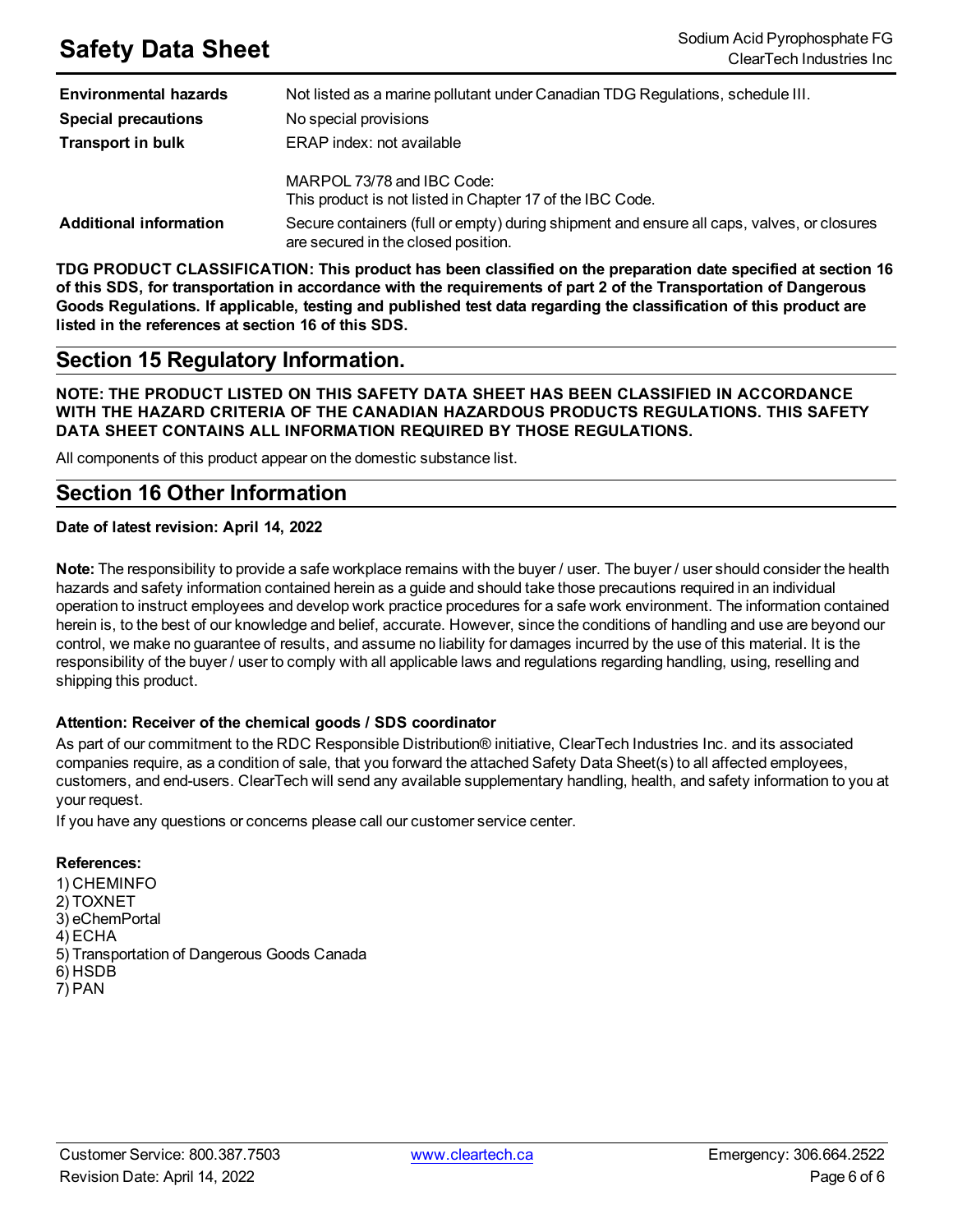| | |
|---|---|
| **Environmental hazards** | Not listed as a marine pollutant under Canadian TDG Regulations, schedule III. |
| **Special precautions** | No special provisions |
| **Transport in bulk** | ERAP index: not available<br><br>MARPOL 73/78 and IBC Code:<br>This product is not listed in Chapter 17 of the IBC Code. |
| **Additional information** | Secure containers (full or empty) during shipment and ensure all caps, valves, or closures are secured in the closed position. |

**TDG PRODUCT CLASSIFICATION: This product has been classified on the preparation date specified at section 16 of this SDS, for transportation in accordance with the requirements of part 2 of the Transportation of Dangerous Goods Regulations. If applicable, testing and published test data regarding the classification of this product are listed in the references at section 16 of this SDS.**

## Section 15 Regulatory Information.

**NOTE: THE PRODUCT LISTED ON THIS SAFETY DATA SHEET HAS BEEN CLASSIFIED IN ACCORDANCE WITH THE HAZARD CRITERIA OF THE CANADIAN HAZARDOUS PRODUCTS REGULATIONS. THIS SAFETY DATA SHEET CONTAINS ALL INFORMATION REQUIRED BY THOSE REGULATIONS.**

All components of this product appear on the domestic substance list.

## Section 16 Other Information

**Date of latest revision: April 14, 2022**

**Note:** The responsibility to provide a safe workplace remains with the buyer / user. The buyer / user should consider the health hazards and safety information contained herein as a guide and should take those precautions required in an individual operation to instruct employees and develop work practice procedures for a safe work environment. The information contained herein is, to the best of our knowledge and belief, accurate. However, since the conditions of handling and use are beyond our control, we make no guarantee of results, and assume no liability for damages incurred by the use of this material. It is the responsibility of the buyer / user to comply with all applicable laws and regulations regarding handling, using, reselling and shipping this product.

**Attention: Receiver of the chemical goods / SDS coordinator**

As part of our commitment to the RDC Responsible Distribution® initiative, ClearTech Industries Inc. and its associated companies require, as a condition of sale, that you forward the attached Safety Data Sheet(s) to all affected employees, customers, and end-users. ClearTech will send any available supplementary handling, health, and safety information to you at your request.

If you have any questions or concerns please call our customer service center.

**References:**

1) CHEMINFO
2) TOXNET
3) eChemPortal
4) ECHA
5) Transportation of Dangerous Goods Canada
6) HSDB
7) PAN